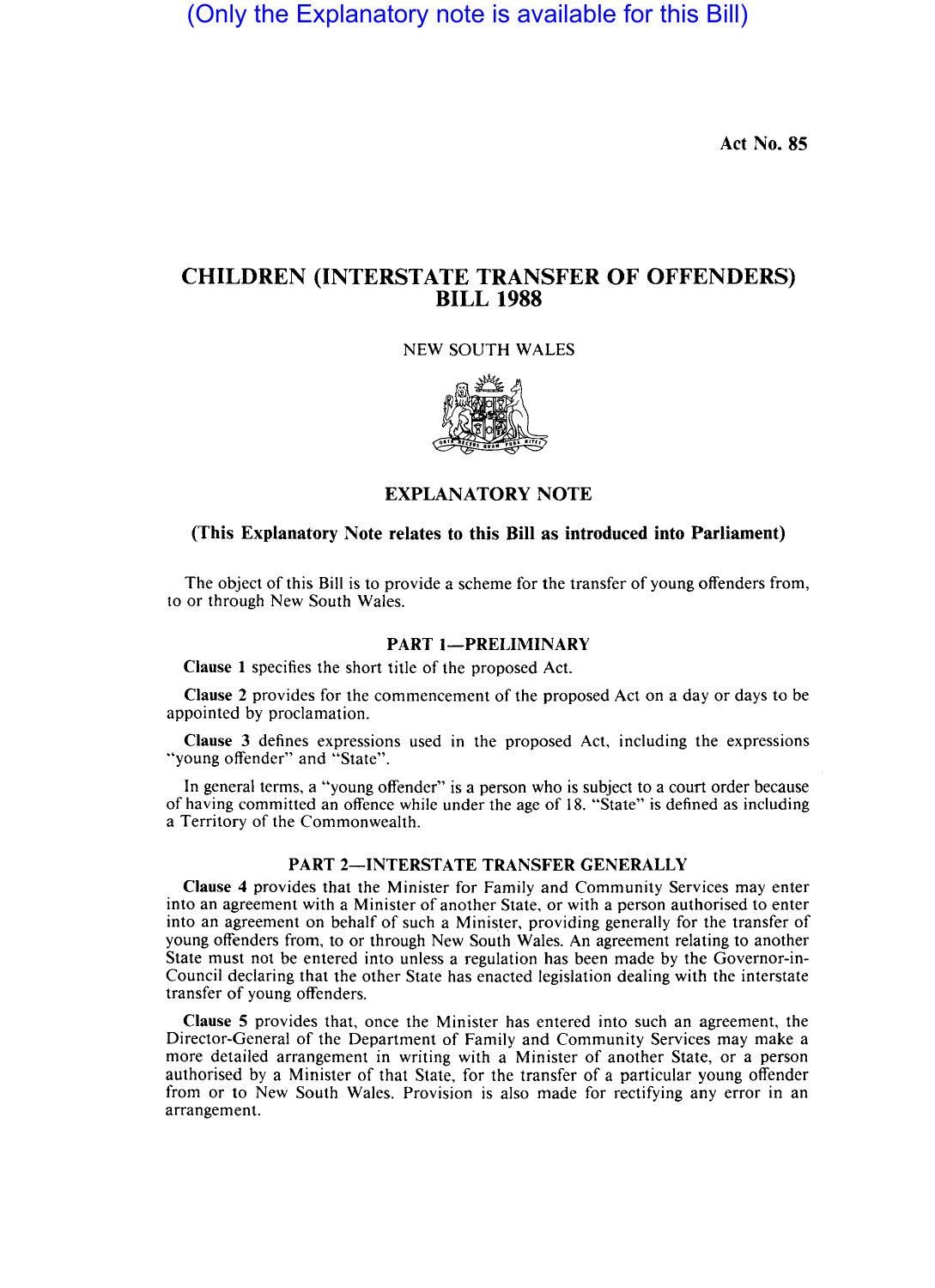(Only the Explanatory note is available for this Bill)

Act No. 85

# CHILDREN (INTERSTATE TRANSFER OF OFFENDERS) BILL 1988

NEW SOUTH WALES

## EXPLANATORY NOTE

**(This Explanatory Note relates to this Bill as introduced into Parliament)**

The object of this Bill is to provide a scheme for the transfer of young offenders from, to or through New South Wales.

### PART 1—PRELIMINARY

**Clause 1** specifies the short title of the proposed Act.

**Clause 2** provides for the commencement of the proposed Act on a day or days to be appointed by proclamation.

**Clause 3** defines expressions used in the proposed Act, including the expressions "young offender" and "State".

In general terms, a "young offender" is a person who is subject to a court order because of having committed an offence while under the age of 18. "State" is defined as including a Territory of the Commonwealth.

### PART 2—INTERSTATE TRANSFER GENERALLY

**Clause 4** provides that the Minister for Family and Community Services may enter into an agreement with a Minister of another State, or with a person authorised to enter into an agreement on behalf of such a Minister, providing generally for the transfer of young offenders from, to or through New South Wales. An agreement relating to another State must not be entered into unless a regulation has been made by the Governor-in-Council declaring that the other State has enacted legislation dealing with the interstate transfer of young offenders.

**Clause 5** provides that, once the Minister has entered into such an agreement, the Director-General of the Department of Family and Community Services may make a more detailed arrangement in writing with a Minister of another State, or a person authorised by a Minister of that State, for the transfer of a particular young offender from or to New South Wales. Provision is also made for rectifying any error in an arrangement.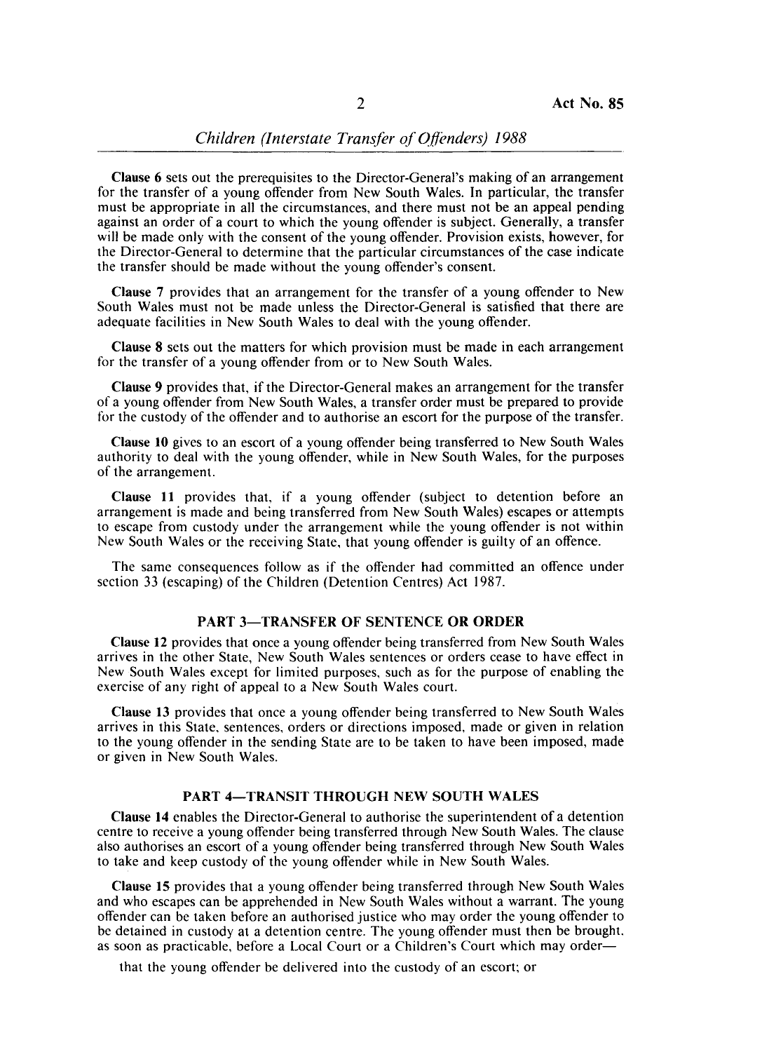**Clause 6** sets out the prerequisites to the Director-General's making of an arrangement for the transfer of a young offender from New South Wales. In particular, the transfer must be appropriate in all the circumstances, and there must not be an appeal pending against an order of a court to which the young offender is subject. Generally, a transfer will be made only with the consent of the young offender. Provision exists, however, for the Director-General to determine that the particular circumstances of the case indicate the transfer should be made without the young offender's consent.

**Clause 7** provides that an arrangement for the transfer of a young offender to New South Wales must not be made unless the Director-General is satisfied that there are adequate facilities in New South Wales to deal with the young offender.

**Clause 8** sets out the matters for which provision must be made in each arrangement for the transfer of a young offender from or to New South Wales.

**Clause 9** provides that, if the Director-General makes an arrangement for the transfer of a young offender from New South Wales, a transfer order must be prepared to provide for the custody of the offender and to authorise an escort for the purpose of the transfer.

**Clause 10** gives to an escort of a young offender being transferred to New South Wales authority to deal with the young offender, while in New South Wales, for the purposes of the arrangement.

**Clause 11** provides that, if a young offender (subject to detention before an arrangement is made and being transferred from New South Wales) escapes or attempts to escape from custody under the arrangement while the young offender is not within New South Wales or the receiving State, that young offender is guilty of an offence.

The same consequences follow as if the offender had committed an offence under section 33 (escaping) of the Children (Detention Centres) Act 1987.

## PART 3—TRANSFER OF SENTENCE OR ORDER

**Clause 12** provides that once a young offender being transferred from New South Wales arrives in the other State, New South Wales sentences or orders cease to have effect in New South Wales except for limited purposes, such as for the purpose of enabling the exercise of any right of appeal to a New South Wales court.

**Clause 13** provides that once a young offender being transferred to New South Wales arrives in this State, sentences, orders or directions imposed, made or given in relation to the young offender in the sending State are to be taken to have been imposed, made or given in New South Wales.

## PART 4—TRANSIT THROUGH NEW SOUTH WALES

**Clause 14** enables the Director-General to authorise the superintendent of a detention centre to receive a young offender being transferred through New South Wales. The clause also authorises an escort of a young offender being transferred through New South Wales to take and keep custody of the young offender while in New South Wales.

**Clause 15** provides that a young offender being transferred through New South Wales and who escapes can be apprehended in New South Wales without a warrant. The young offender can be taken before an authorised justice who may order the young offender to be detained in custody at a detention centre. The young offender must then be brought, as soon as practicable, before a Local Court or a Children's Court which may order—

that the young offender be delivered into the custody of an escort; or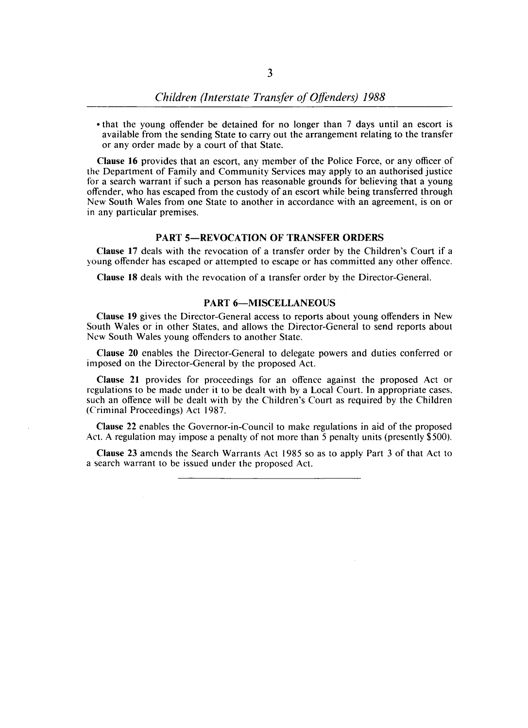- that the young offender be detained for no longer than 7 days until an escort is available from the sending State to carry out the arrangement relating to the transfer or any order made by a court of that State.

**Clause 16** provides that an escort, any member of the Police Force, or any officer of the Department of Family and Community Services may apply to an authorised justice for a search warrant if such a person has reasonable grounds for believing that a young offender, who has escaped from the custody of an escort while being transferred through New South Wales from one State to another in accordance with an agreement, is on or in any particular premises.

## PART 5—REVOCATION OF TRANSFER ORDERS

**Clause 17** deals with the revocation of a transfer order by the Children's Court if a young offender has escaped or attempted to escape or has committed any other offence.

**Clause 18** deals with the revocation of a transfer order by the Director-General.

## PART 6—MISCELLANEOUS

**Clause 19** gives the Director-General access to reports about young offenders in New South Wales or in other States, and allows the Director-General to send reports about New South Wales young offenders to another State.

**Clause 20** enables the Director-General to delegate powers and duties conferred or imposed on the Director-General by the proposed Act.

**Clause 21** provides for proceedings for an offence against the proposed Act or regulations to be made under it to be dealt with by a Local Court. In appropriate cases, such an offence will be dealt with by the Children's Court as required by the Children (Criminal Proceedings) Act 1987.

**Clause 22** enables the Governor-in-Council to make regulations in aid of the proposed Act. A regulation may impose a penalty of not more than 5 penalty units (presently $500).

**Clause 23** amends the Search Warrants Act 1985 so as to apply Part 3 of that Act to a search warrant to be issued under the proposed Act.